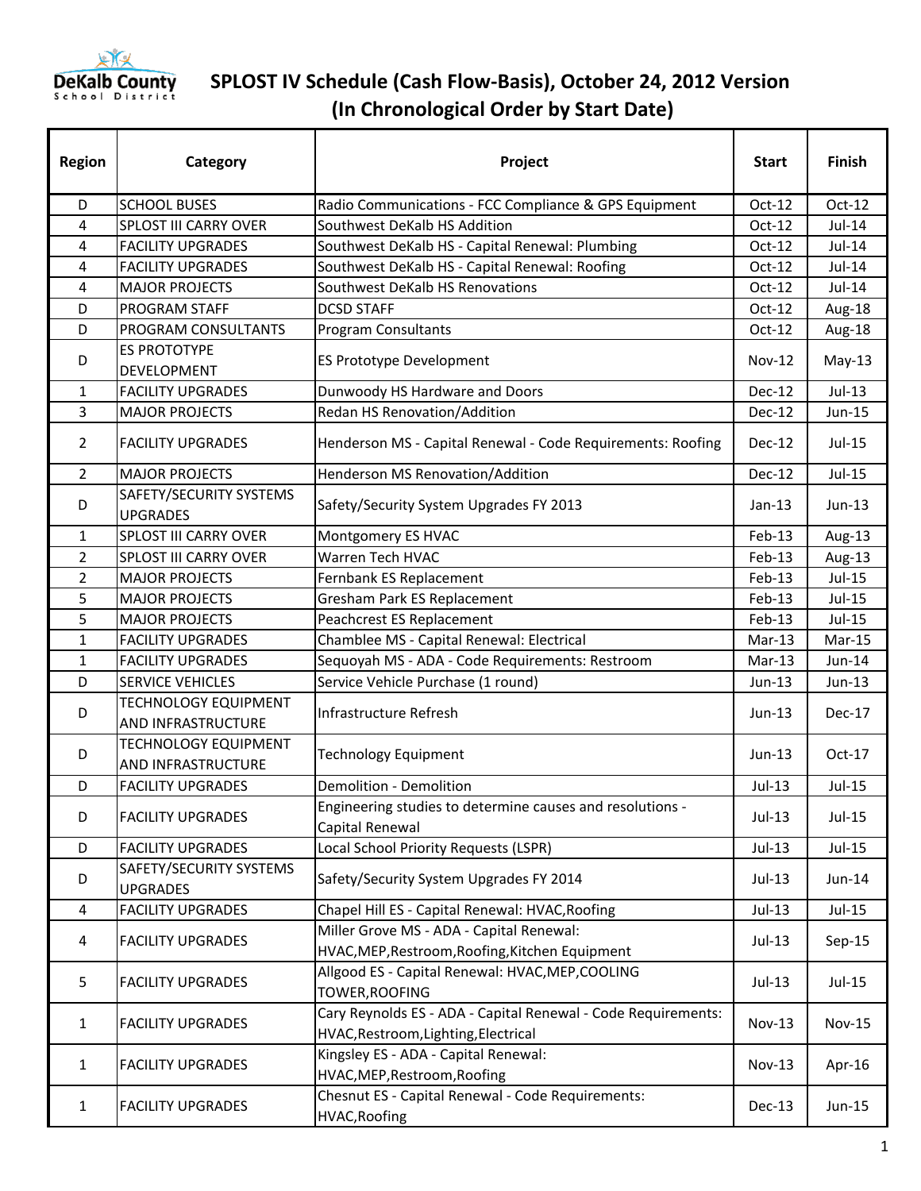# SPLOST IV Schedule (Cash Flow-Basis), October 24, 2012 Version
## (In Chronological Order by Start Date)

| Region | Category | Project | Start | Finish |
|---|---|---|---|---|
| D | SCHOOL BUSES | Radio Communications - FCC Compliance & GPS Equipment | Oct-12 | Oct-12 |
| 4 | SPLOST III CARRY OVER | Southwest DeKalb HS Addition | Oct-12 | Jul-14 |
| 4 | FACILITY UPGRADES | Southwest DeKalb HS - Capital Renewal: Plumbing | Oct-12 | Jul-14 |
| 4 | FACILITY UPGRADES | Southwest DeKalb HS - Capital Renewal: Roofing | Oct-12 | Jul-14 |
| 4 | MAJOR PROJECTS | Southwest DeKalb HS Renovations | Oct-12 | Jul-14 |
| D | PROGRAM STAFF | DCSD STAFF | Oct-12 | Aug-18 |
| D | PROGRAM CONSULTANTS | Program Consultants | Oct-12 | Aug-18 |
| D | ES PROTOTYPE DEVELOPMENT | ES Prototype Development | Nov-12 | May-13 |
| 1 | FACILITY UPGRADES | Dunwoody HS Hardware and Doors | Dec-12 | Jul-13 |
| 3 | MAJOR PROJECTS | Redan HS Renovation/Addition | Dec-12 | Jun-15 |
| 2 | FACILITY UPGRADES | Henderson MS - Capital Renewal - Code Requirements: Roofing | Dec-12 | Jul-15 |
| 2 | MAJOR PROJECTS | Henderson MS Renovation/Addition | Dec-12 | Jul-15 |
| D | SAFETY/SECURITY SYSTEMS UPGRADES | Safety/Security System Upgrades FY 2013 | Jan-13 | Jun-13 |
| 1 | SPLOST III CARRY OVER | Montgomery ES HVAC | Feb-13 | Aug-13 |
| 2 | SPLOST III CARRY OVER | Warren Tech HVAC | Feb-13 | Aug-13 |
| 2 | MAJOR PROJECTS | Fernbank ES Replacement | Feb-13 | Jul-15 |
| 5 | MAJOR PROJECTS | Gresham Park ES Replacement | Feb-13 | Jul-15 |
| 5 | MAJOR PROJECTS | Peachcrest ES Replacement | Feb-13 | Jul-15 |
| 1 | FACILITY UPGRADES | Chamblee MS - Capital Renewal: Electrical | Mar-13 | Mar-15 |
| 1 | FACILITY UPGRADES | Sequoyah MS - ADA - Code Requirements: Restroom | Mar-13 | Jun-14 |
| D | SERVICE VEHICLES | Service Vehicle Purchase (1 round) | Jun-13 | Jun-13 |
| D | TECHNOLOGY EQUIPMENT AND INFRASTRUCTURE | Infrastructure Refresh | Jun-13 | Dec-17 |
| D | TECHNOLOGY EQUIPMENT AND INFRASTRUCTURE | Technology Equipment | Jun-13 | Oct-17 |
| D | FACILITY UPGRADES | Demolition - Demolition | Jul-13 | Jul-15 |
| D | FACILITY UPGRADES | Engineering studies to determine causes and resolutions - Capital Renewal | Jul-13 | Jul-15 |
| D | FACILITY UPGRADES | Local School Priority Requests (LSPR) | Jul-13 | Jul-15 |
| D | SAFETY/SECURITY SYSTEMS UPGRADES | Safety/Security System Upgrades FY 2014 | Jul-13 | Jun-14 |
| 4 | FACILITY UPGRADES | Chapel Hill ES - Capital Renewal: HVAC,Roofing | Jul-13 | Jul-15 |
| 4 | FACILITY UPGRADES | Miller Grove MS - ADA - Capital Renewal: HVAC,MEP,Restroom,Roofing,Kitchen Equipment | Jul-13 | Sep-15 |
| 5 | FACILITY UPGRADES | Allgood ES - Capital Renewal: HVAC,MEP,COOLING TOWER,ROOFING | Jul-13 | Jul-15 |
| 1 | FACILITY UPGRADES | Cary Reynolds ES - ADA - Capital Renewal - Code Requirements: HVAC,Restroom,Lighting,Electrical | Nov-13 | Nov-15 |
| 1 | FACILITY UPGRADES | Kingsley ES - ADA - Capital Renewal: HVAC,MEP,Restroom,Roofing | Nov-13 | Apr-16 |
| 1 | FACILITY UPGRADES | Chesnut ES - Capital Renewal - Code Requirements: HVAC,Roofing | Dec-13 | Jun-15 |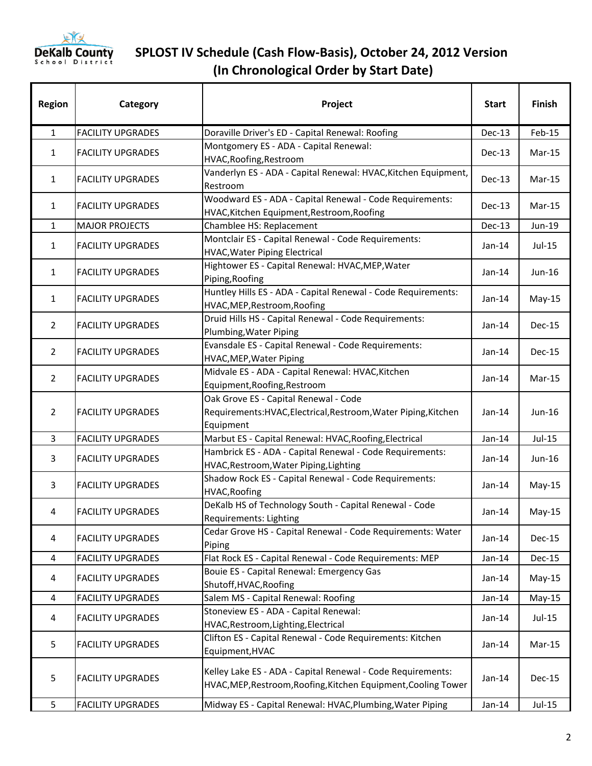# SPLOST IV Schedule (Cash Flow-Basis), October 24, 2012 Version
## (In Chronological Order by Start Date)

| Region | Category | Project | Start | Finish |
|---|---|---|---|---|
| 1 | FACILITY UPGRADES | Doraville Driver's ED - Capital Renewal: Roofing | Dec-13 | Feb-15 |
| 1 | FACILITY UPGRADES | Montgomery ES - ADA - Capital Renewal: HVAC,Roofing,Restroom | Dec-13 | Mar-15 |
| 1 | FACILITY UPGRADES | Vanderlyn ES - ADA - Capital Renewal: HVAC,Kitchen Equipment, Restroom | Dec-13 | Mar-15 |
| 1 | FACILITY UPGRADES | Woodward ES - ADA - Capital Renewal - Code Requirements: HVAC,Kitchen Equipment,Restroom,Roofing | Dec-13 | Mar-15 |
| 1 | MAJOR PROJECTS | Chamblee HS: Replacement | Dec-13 | Jun-19 |
| 1 | FACILITY UPGRADES | Montclair ES - Capital Renewal - Code Requirements: HVAC,Water Piping Electrical | Jan-14 | Jul-15 |
| 1 | FACILITY UPGRADES | Hightower ES - Capital Renewal: HVAC,MEP,Water Piping,Roofing | Jan-14 | Jun-16 |
| 1 | FACILITY UPGRADES | Huntley Hills ES - ADA - Capital Renewal - Code Requirements: HVAC,MEP,Restroom,Roofing | Jan-14 | May-15 |
| 2 | FACILITY UPGRADES | Druid Hills HS - Capital Renewal - Code Requirements: Plumbing,Water Piping | Jan-14 | Dec-15 |
| 2 | FACILITY UPGRADES | Evansdale ES - Capital Renewal - Code Requirements: HVAC,MEP,Water Piping | Jan-14 | Dec-15 |
| 2 | FACILITY UPGRADES | Midvale ES - ADA - Capital Renewal: HVAC,Kitchen Equipment,Roofing,Restroom | Jan-14 | Mar-15 |
| 2 | FACILITY UPGRADES | Oak Grove ES - Capital Renewal - Code Requirements:HVAC,Electrical,Restroom,Water Piping,Kitchen Equipment | Jan-14 | Jun-16 |
| 3 | FACILITY UPGRADES | Marbut ES - Capital Renewal: HVAC,Roofing,Electrical | Jan-14 | Jul-15 |
| 3 | FACILITY UPGRADES | Hambrick ES - ADA - Capital Renewal - Code Requirements: HVAC,Restroom,Water Piping,Lighting | Jan-14 | Jun-16 |
| 3 | FACILITY UPGRADES | Shadow Rock ES - Capital Renewal - Code Requirements: HVAC,Roofing | Jan-14 | May-15 |
| 4 | FACILITY UPGRADES | DeKalb HS of Technology South - Capital Renewal - Code Requirements: Lighting | Jan-14 | May-15 |
| 4 | FACILITY UPGRADES | Cedar Grove HS - Capital Renewal - Code Requirements: Water Piping | Jan-14 | Dec-15 |
| 4 | FACILITY UPGRADES | Flat Rock ES - Capital Renewal - Code Requirements: MEP | Jan-14 | Dec-15 |
| 4 | FACILITY UPGRADES | Bouie ES - Capital Renewal: Emergency Gas Shutoff,HVAC,Roofing | Jan-14 | May-15 |
| 4 | FACILITY UPGRADES | Salem MS - Capital Renewal: Roofing | Jan-14 | May-15 |
| 4 | FACILITY UPGRADES | Stoneview ES - ADA - Capital Renewal: HVAC,Restroom,Lighting,Electrical | Jan-14 | Jul-15 |
| 5 | FACILITY UPGRADES | Clifton ES - Capital Renewal - Code Requirements: Kitchen Equipment,HVAC | Jan-14 | Mar-15 |
| 5 | FACILITY UPGRADES | Kelley Lake ES - ADA - Capital Renewal - Code Requirements: HVAC,MEP,Restroom,Roofing,Kitchen Equipment,Cooling Tower | Jan-14 | Dec-15 |
| 5 | FACILITY UPGRADES | Midway ES - Capital Renewal: HVAC,Plumbing,Water Piping | Jan-14 | Jul-15 |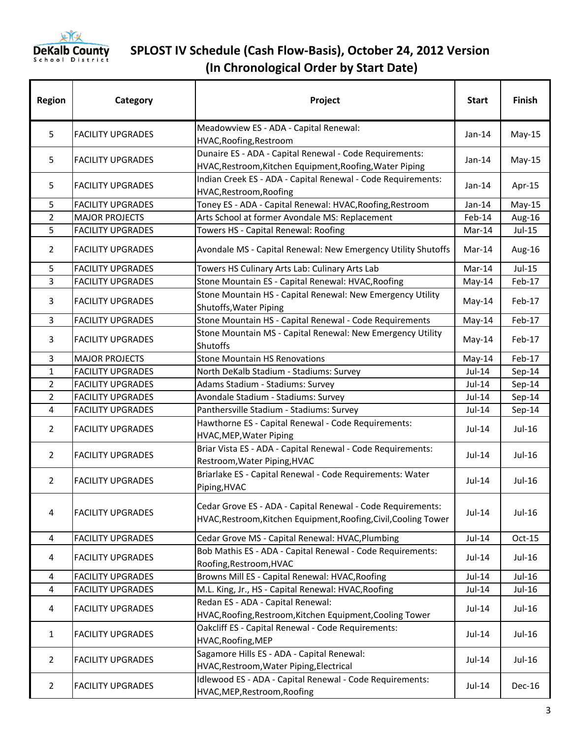# SPLOST IV Schedule (Cash Flow-Basis), October 24, 2012 Version (In Chronological Order by Start Date)

| Region | Category | Project | Start | Finish |
|---|---|---|---|---|
| 5 | FACILITY UPGRADES | Meadowview ES - ADA - Capital Renewal: HVAC,Roofing,Restroom | Jan-14 | May-15 |
| 5 | FACILITY UPGRADES | Dunaire ES - ADA - Capital Renewal - Code Requirements: HVAC,Restroom,Kitchen Equipment,Roofing,Water Piping | Jan-14 | May-15 |
| 5 | FACILITY UPGRADES | Indian Creek ES - ADA - Capital Renewal - Code Requirements: HVAC,Restroom,Roofing | Jan-14 | Apr-15 |
| 5 | FACILITY UPGRADES | Toney ES - ADA - Capital Renewal: HVAC,Roofing,Restroom | Jan-14 | May-15 |
| 2 | MAJOR PROJECTS | Arts School at former Avondale MS: Replacement | Feb-14 | Aug-16 |
| 5 | FACILITY UPGRADES | Towers HS - Capital Renewal: Roofing | Mar-14 | Jul-15 |
| 2 | FACILITY UPGRADES | Avondale MS - Capital Renewal: New Emergency Utility Shutoffs | Mar-14 | Aug-16 |
| 5 | FACILITY UPGRADES | Towers HS Culinary Arts Lab: Culinary Arts Lab | Mar-14 | Jul-15 |
| 3 | FACILITY UPGRADES | Stone Mountain ES - Capital Renewal: HVAC,Roofing | May-14 | Feb-17 |
| 3 | FACILITY UPGRADES | Stone Mountain HS - Capital Renewal: New Emergency Utility Shutoffs,Water Piping | May-14 | Feb-17 |
| 3 | FACILITY UPGRADES | Stone Mountain HS - Capital Renewal - Code Requirements | May-14 | Feb-17 |
| 3 | FACILITY UPGRADES | Stone Mountain MS - Capital Renewal: New Emergency Utility Shutoffs | May-14 | Feb-17 |
| 3 | MAJOR PROJECTS | Stone Mountain HS Renovations | May-14 | Feb-17 |
| 1 | FACILITY UPGRADES | North DeKalb Stadium - Stadiums: Survey | Jul-14 | Sep-14 |
| 2 | FACILITY UPGRADES | Adams Stadium - Stadiums: Survey | Jul-14 | Sep-14 |
| 2 | FACILITY UPGRADES | Avondale Stadium - Stadiums: Survey | Jul-14 | Sep-14 |
| 4 | FACILITY UPGRADES | Panthersville Stadium - Stadiums: Survey | Jul-14 | Sep-14 |
| 2 | FACILITY UPGRADES | Hawthorne ES - Capital Renewal - Code Requirements: HVAC,MEP,Water Piping | Jul-14 | Jul-16 |
| 2 | FACILITY UPGRADES | Briar Vista ES - ADA - Capital Renewal - Code Requirements: Restroom,Water Piping,HVAC | Jul-14 | Jul-16 |
| 2 | FACILITY UPGRADES | Briarlake ES - Capital Renewal - Code Requirements: Water Piping,HVAC | Jul-14 | Jul-16 |
| 4 | FACILITY UPGRADES | Cedar Grove ES - ADA - Capital Renewal - Code Requirements: HVAC,Restroom,Kitchen Equipment,Roofing,Civil,Cooling Tower | Jul-14 | Jul-16 |
| 4 | FACILITY UPGRADES | Cedar Grove MS - Capital Renewal: HVAC,Plumbing | Jul-14 | Oct-15 |
| 4 | FACILITY UPGRADES | Bob Mathis ES - ADA - Capital Renewal - Code Requirements: Roofing,Restroom,HVAC | Jul-14 | Jul-16 |
| 4 | FACILITY UPGRADES | Browns Mill ES - Capital Renewal: HVAC,Roofing | Jul-14 | Jul-16 |
| 4 | FACILITY UPGRADES | M.L. King, Jr., HS - Capital Renewal: HVAC,Roofing | Jul-14 | Jul-16 |
| 4 | FACILITY UPGRADES | Redan ES - ADA - Capital Renewal: HVAC,Roofing,Restroom,Kitchen Equipment,Cooling Tower | Jul-14 | Jul-16 |
| 1 | FACILITY UPGRADES | Oakcliff ES - Capital Renewal - Code Requirements: HVAC,Roofing,MEP | Jul-14 | Jul-16 |
| 2 | FACILITY UPGRADES | Sagamore Hills ES - ADA - Capital Renewal: HVAC,Restroom,Water Piping,Electrical | Jul-14 | Jul-16 |
| 2 | FACILITY UPGRADES | Idlewood ES - ADA - Capital Renewal - Code Requirements: HVAC,MEP,Restroom,Roofing | Jul-14 | Dec-16 |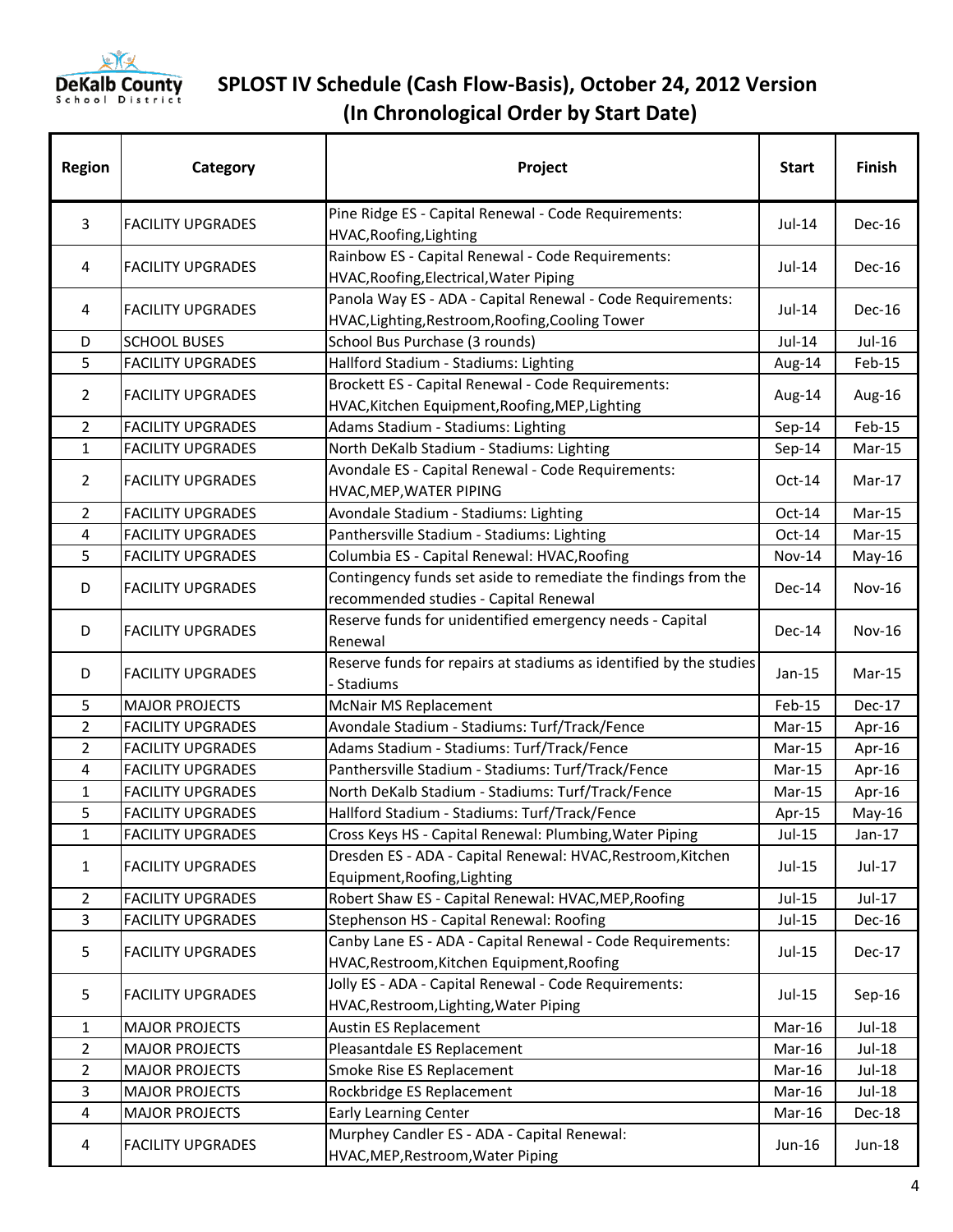# SPLOST IV Schedule (Cash Flow-Basis), October 24, 2012 Version
## (In Chronological Order by Start Date)

| Region | Category | Project | Start | Finish |
|---|---|---|---|---|
| 3 | FACILITY UPGRADES | Pine Ridge ES - Capital Renewal - Code Requirements: HVAC,Roofing,Lighting | Jul-14 | Dec-16 |
| 4 | FACILITY UPGRADES | Rainbow ES - Capital Renewal - Code Requirements: HVAC,Roofing,Electrical,Water Piping | Jul-14 | Dec-16 |
| 4 | FACILITY UPGRADES | Panola Way ES - ADA - Capital Renewal - Code Requirements: HVAC,Lighting,Restroom,Roofing,Cooling Tower | Jul-14 | Dec-16 |
| D | SCHOOL BUSES | School Bus Purchase (3 rounds) | Jul-14 | Jul-16 |
| 5 | FACILITY UPGRADES | Hallford Stadium - Stadiums: Lighting | Aug-14 | Feb-15 |
| 2 | FACILITY UPGRADES | Brockett ES - Capital Renewal - Code Requirements: HVAC,Kitchen Equipment,Roofing,MEP,Lighting | Aug-14 | Aug-16 |
| 2 | FACILITY UPGRADES | Adams Stadium - Stadiums: Lighting | Sep-14 | Feb-15 |
| 1 | FACILITY UPGRADES | North DeKalb Stadium - Stadiums: Lighting | Sep-14 | Mar-15 |
| 2 | FACILITY UPGRADES | Avondale ES - Capital Renewal - Code Requirements: HVAC,MEP,WATER PIPING | Oct-14 | Mar-17 |
| 2 | FACILITY UPGRADES | Avondale Stadium - Stadiums: Lighting | Oct-14 | Mar-15 |
| 4 | FACILITY UPGRADES | Panthersville Stadium - Stadiums: Lighting | Oct-14 | Mar-15 |
| 5 | FACILITY UPGRADES | Columbia ES - Capital Renewal: HVAC,Roofing | Nov-14 | May-16 |
| D | FACILITY UPGRADES | Contingency funds set aside to remediate the findings from the recommended studies - Capital Renewal | Dec-14 | Nov-16 |
| D | FACILITY UPGRADES | Reserve funds for unidentified emergency needs - Capital Renewal | Dec-14 | Nov-16 |
| D | FACILITY UPGRADES | Reserve funds for repairs at stadiums as identified by the studies - Stadiums | Jan-15 | Mar-15 |
| 5 | MAJOR PROJECTS | McNair MS Replacement | Feb-15 | Dec-17 |
| 2 | FACILITY UPGRADES | Avondale Stadium - Stadiums: Turf/Track/Fence | Mar-15 | Apr-16 |
| 2 | FACILITY UPGRADES | Adams Stadium - Stadiums: Turf/Track/Fence | Mar-15 | Apr-16 |
| 4 | FACILITY UPGRADES | Panthersville Stadium - Stadiums: Turf/Track/Fence | Mar-15 | Apr-16 |
| 1 | FACILITY UPGRADES | North DeKalb Stadium - Stadiums: Turf/Track/Fence | Mar-15 | Apr-16 |
| 5 | FACILITY UPGRADES | Hallford Stadium - Stadiums: Turf/Track/Fence | Apr-15 | May-16 |
| 1 | FACILITY UPGRADES | Cross Keys HS - Capital Renewal: Plumbing,Water Piping | Jul-15 | Jan-17 |
| 1 | FACILITY UPGRADES | Dresden ES - ADA - Capital Renewal: HVAC,Restroom,Kitchen Equipment,Roofing,Lighting | Jul-15 | Jul-17 |
| 2 | FACILITY UPGRADES | Robert Shaw ES - Capital Renewal: HVAC,MEP,Roofing | Jul-15 | Jul-17 |
| 3 | FACILITY UPGRADES | Stephenson HS - Capital Renewal: Roofing | Jul-15 | Dec-16 |
| 5 | FACILITY UPGRADES | Canby Lane ES - ADA - Capital Renewal - Code Requirements: HVAC,Restroom,Kitchen Equipment,Roofing | Jul-15 | Dec-17 |
| 5 | FACILITY UPGRADES | Jolly ES - ADA - Capital Renewal - Code Requirements: HVAC,Restroom,Lighting,Water Piping | Jul-15 | Sep-16 |
| 1 | MAJOR PROJECTS | Austin ES Replacement | Mar-16 | Jul-18 |
| 2 | MAJOR PROJECTS | Pleasantdale ES Replacement | Mar-16 | Jul-18 |
| 2 | MAJOR PROJECTS | Smoke Rise ES Replacement | Mar-16 | Jul-18 |
| 3 | MAJOR PROJECTS | Rockbridge ES Replacement | Mar-16 | Jul-18 |
| 4 | MAJOR PROJECTS | Early Learning Center | Mar-16 | Dec-18 |
| 4 | FACILITY UPGRADES | Murphey Candler ES - ADA - Capital Renewal: HVAC,MEP,Restroom,Water Piping | Jun-16 | Jun-18 |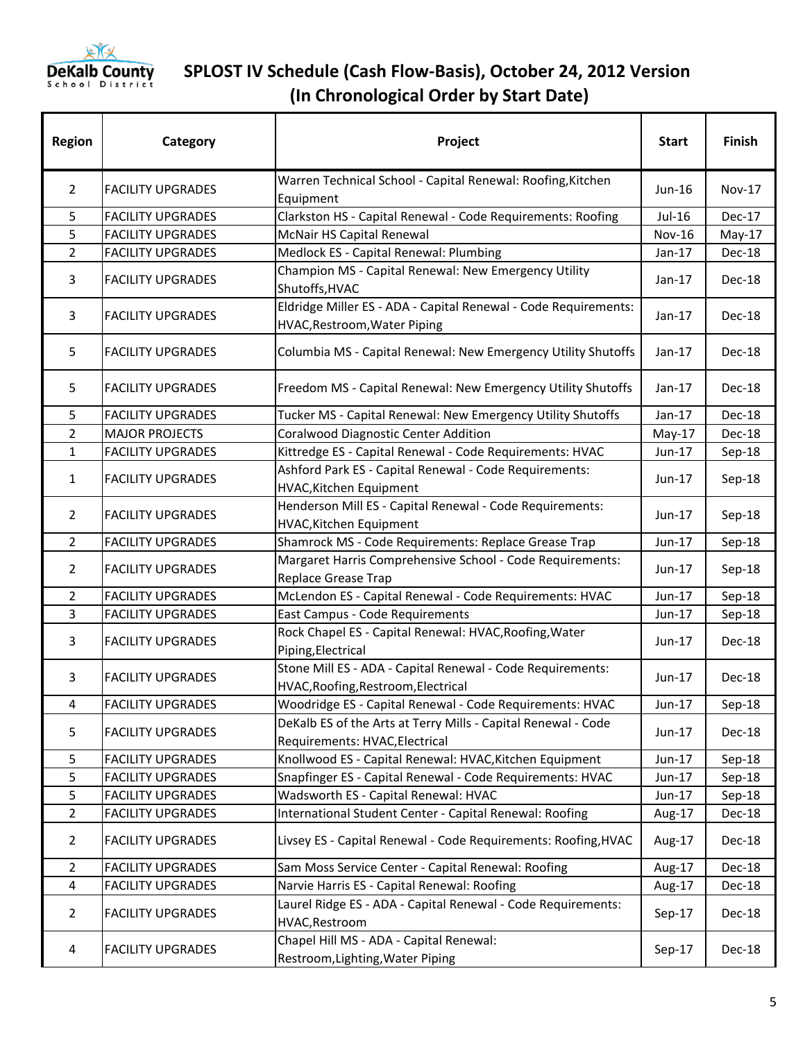# SPLOST IV Schedule (Cash Flow-Basis), October 24, 2012 Version
## (In Chronological Order by Start Date)

| Region | Category | Project | Start | Finish |
|---|---|---|---|---|
| 2 | FACILITY UPGRADES | Warren Technical School - Capital Renewal: Roofing,Kitchen Equipment | Jun-16 | Nov-17 |
| 5 | FACILITY UPGRADES | Clarkston HS - Capital Renewal - Code Requirements: Roofing | Jul-16 | Dec-17 |
| 5 | FACILITY UPGRADES | McNair HS Capital Renewal | Nov-16 | May-17 |
| 2 | FACILITY UPGRADES | Medlock ES - Capital Renewal: Plumbing | Jan-17 | Dec-18 |
| 3 | FACILITY UPGRADES | Champion MS - Capital Renewal: New Emergency Utility Shutoffs,HVAC | Jan-17 | Dec-18 |
| 3 | FACILITY UPGRADES | Eldridge Miller ES - ADA - Capital Renewal - Code Requirements: HVAC,Restroom,Water Piping | Jan-17 | Dec-18 |
| 5 | FACILITY UPGRADES | Columbia MS - Capital Renewal: New Emergency Utility Shutoffs | Jan-17 | Dec-18 |
| 5 | FACILITY UPGRADES | Freedom MS - Capital Renewal: New Emergency Utility Shutoffs | Jan-17 | Dec-18 |
| 5 | FACILITY UPGRADES | Tucker MS - Capital Renewal: New Emergency Utility Shutoffs | Jan-17 | Dec-18 |
| 2 | MAJOR PROJECTS | Coralwood Diagnostic Center Addition | May-17 | Dec-18 |
| 1 | FACILITY UPGRADES | Kittredge ES - Capital Renewal - Code Requirements: HVAC | Jun-17 | Sep-18 |
| 1 | FACILITY UPGRADES | Ashford Park ES - Capital Renewal - Code Requirements: HVAC,Kitchen Equipment | Jun-17 | Sep-18 |
| 2 | FACILITY UPGRADES | Henderson Mill ES - Capital Renewal - Code Requirements: HVAC,Kitchen Equipment | Jun-17 | Sep-18 |
| 2 | FACILITY UPGRADES | Shamrock MS - Code Requirements: Replace Grease Trap | Jun-17 | Sep-18 |
| 2 | FACILITY UPGRADES | Margaret Harris Comprehensive School - Code Requirements: Replace Grease Trap | Jun-17 | Sep-18 |
| 2 | FACILITY UPGRADES | McLendon ES - Capital Renewal - Code Requirements: HVAC | Jun-17 | Sep-18 |
| 3 | FACILITY UPGRADES | East Campus - Code Requirements | Jun-17 | Sep-18 |
| 3 | FACILITY UPGRADES | Rock Chapel ES - Capital Renewal: HVAC,Roofing,Water Piping,Electrical | Jun-17 | Dec-18 |
| 3 | FACILITY UPGRADES | Stone Mill ES - ADA - Capital Renewal - Code Requirements: HVAC,Roofing,Restroom,Electrical | Jun-17 | Dec-18 |
| 4 | FACILITY UPGRADES | Woodridge ES - Capital Renewal - Code Requirements: HVAC | Jun-17 | Sep-18 |
| 5 | FACILITY UPGRADES | DeKalb ES of the Arts at Terry Mills - Capital Renewal - Code Requirements: HVAC,Electrical | Jun-17 | Dec-18 |
| 5 | FACILITY UPGRADES | Knollwood ES - Capital Renewal: HVAC,Kitchen Equipment | Jun-17 | Sep-18 |
| 5 | FACILITY UPGRADES | Snapfinger ES - Capital Renewal - Code Requirements: HVAC | Jun-17 | Sep-18 |
| 5 | FACILITY UPGRADES | Wadsworth ES - Capital Renewal: HVAC | Jun-17 | Sep-18 |
| 2 | FACILITY UPGRADES | International Student Center - Capital Renewal: Roofing | Aug-17 | Dec-18 |
| 2 | FACILITY UPGRADES | Livsey ES - Capital Renewal - Code Requirements: Roofing,HVAC | Aug-17 | Dec-18 |
| 2 | FACILITY UPGRADES | Sam Moss Service Center - Capital Renewal: Roofing | Aug-17 | Dec-18 |
| 4 | FACILITY UPGRADES | Narvie Harris ES - Capital Renewal: Roofing | Aug-17 | Dec-18 |
| 2 | FACILITY UPGRADES | Laurel Ridge ES - ADA - Capital Renewal - Code Requirements: HVAC,Restroom | Sep-17 | Dec-18 |
| 4 | FACILITY UPGRADES | Chapel Hill MS - ADA - Capital Renewal: Restroom,Lighting,Water Piping | Sep-17 | Dec-18 |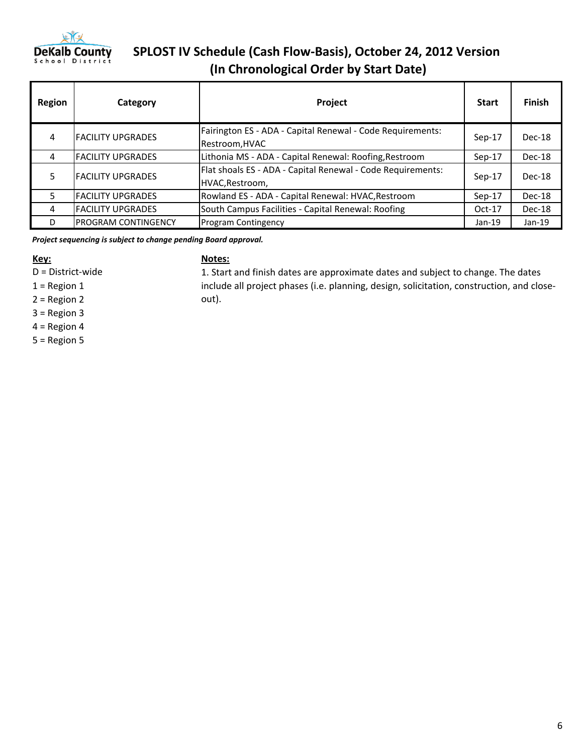DeKalb County School District

# SPLOST IV Schedule (Cash Flow-Basis), October 24, 2012 Version (In Chronological Order by Start Date)

| Region | Category | Project | Start | Finish |
|---|---|---|---|---|
| 4 | FACILITY UPGRADES | Fairington ES - ADA - Capital Renewal - Code Requirements: Restroom,HVAC | Sep-17 | Dec-18 |
| 4 | FACILITY UPGRADES | Lithonia MS - ADA - Capital Renewal: Roofing,Restroom | Sep-17 | Dec-18 |
| 5 | FACILITY UPGRADES | Flat shoals ES - ADA - Capital Renewal - Code Requirements: HVAC,Restroom, | Sep-17 | Dec-18 |
| 5 | FACILITY UPGRADES | Rowland ES - ADA - Capital Renewal: HVAC,Restroom | Sep-17 | Dec-18 |
| 4 | FACILITY UPGRADES | South Campus Facilities - Capital Renewal: Roofing | Oct-17 | Dec-18 |
| D | PROGRAM CONTINGENCY | Program Contingency | Jan-19 | Jan-19 |

***Project sequencing is subject to change pending Board approval.***

**Key:**

D = District-wide
1 = Region 1
2 = Region 2
3 = Region 3
4 = Region 4
5 = Region 5

**Notes:**

1. Start and finish dates are approximate dates and subject to change. The dates include all project phases (i.e. planning, design, solicitation, construction, and close-out).